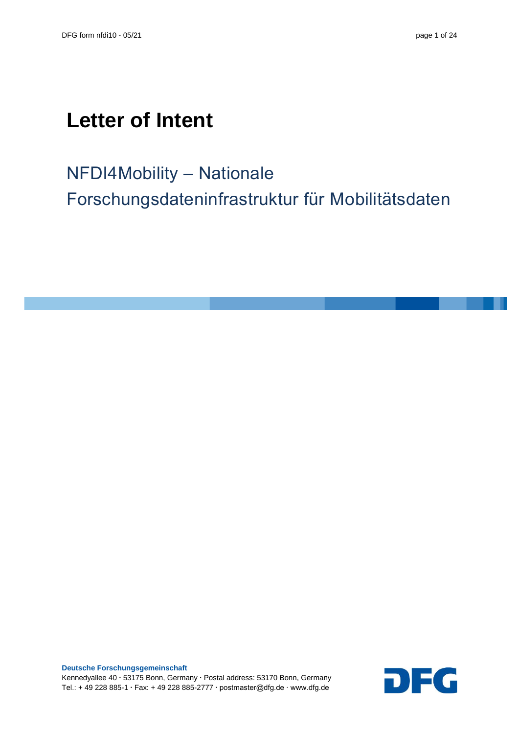# Letter of Intent

## NFDI4Mobility – Nationale Forschungsdateninfrastruktur für Mobilitätsdaten

**Deutsche Forschungsgemeinschaft**
Kennedyallee 40 · 53175 Bonn, Germany · Postal address: 53170 Bonn, Germany
Tel.: + 49 228 885-1 · Fax: + 49 228 885-2777 · postmaster@dfg.de · www.dfg.de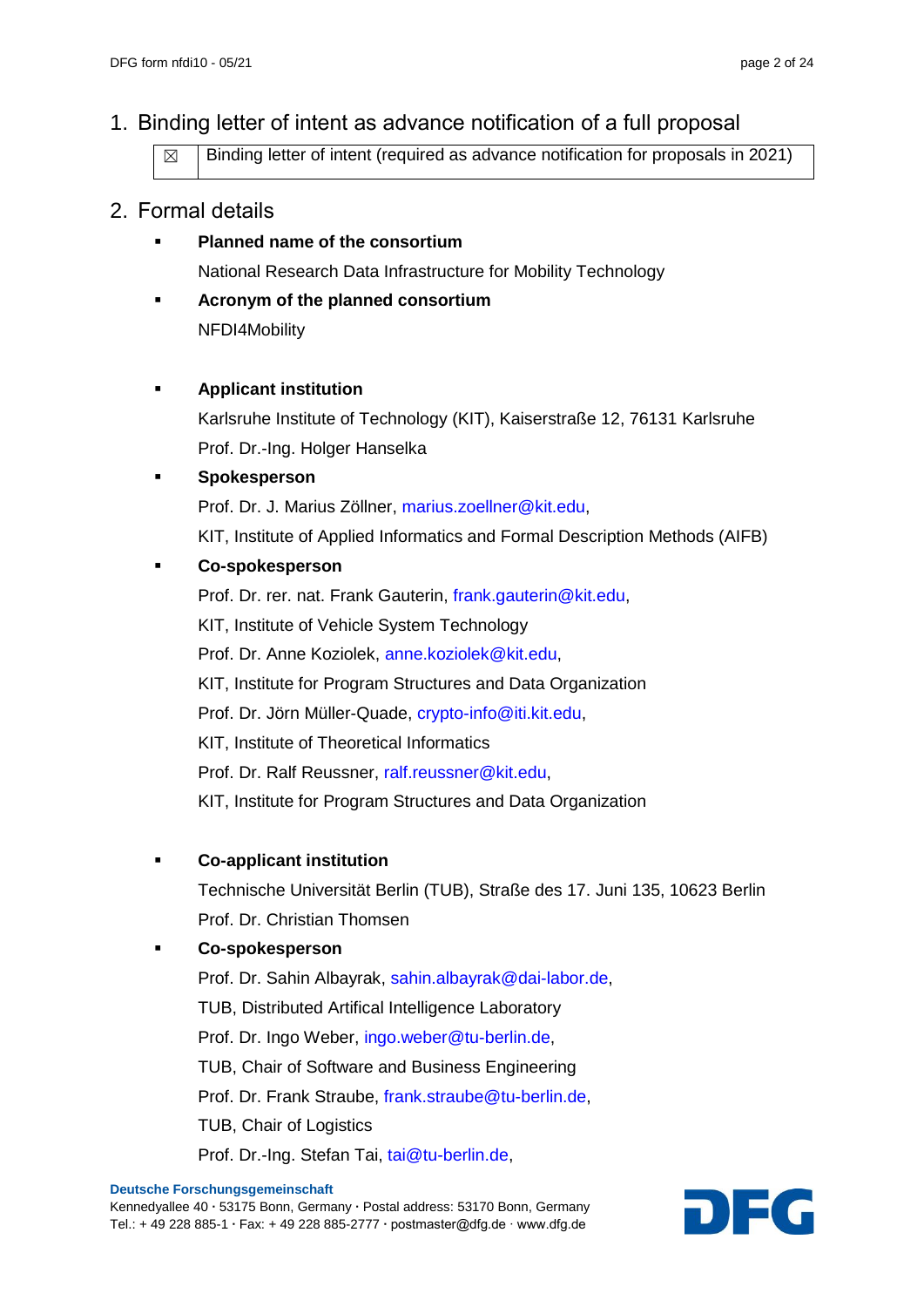## 1. Binding letter of intent as advance notification of a full proposal

| ☒ | Binding letter of intent (required as advance notification for proposals in 2021) |
|---|---|

## 2. Formal details

- **Planned name of the consortium**

  National Research Data Infrastructure for Mobility Technology

- **Acronym of the planned consortium**

  NFDI4Mobility

- **Applicant institution**

  Karlsruhe Institute of Technology (KIT), Kaiserstraße 12, 76131 Karlsruhe

  Prof. Dr.-Ing. Holger Hanselka

- **Spokesperson**

  Prof. Dr. J. Marius Zöllner, marius.zoellner@kit.edu,

  KIT, Institute of Applied Informatics and Formal Description Methods (AIFB)

- **Co-spokesperson**

  Prof. Dr. rer. nat. Frank Gauterin, frank.gauterin@kit.edu,

  KIT, Institute of Vehicle System Technology

  Prof. Dr. Anne Koziolek, anne.koziolek@kit.edu,

  KIT, Institute for Program Structures and Data Organization

  Prof. Dr. Jörn Müller-Quade, crypto-info@iti.kit.edu,

  KIT, Institute of Theoretical Informatics

  Prof. Dr. Ralf Reussner, ralf.reussner@kit.edu,

  KIT, Institute for Program Structures and Data Organization

- **Co-applicant institution**

  Technische Universität Berlin (TUB), Straße des 17. Juni 135, 10623 Berlin

  Prof. Dr. Christian Thomsen

- **Co-spokesperson**

  Prof. Dr. Sahin Albayrak, sahin.albayrak@dai-labor.de,

  TUB, Distributed Artifical Intelligence Laboratory

  Prof. Dr. Ingo Weber, ingo.weber@tu-berlin.de,

  TUB, Chair of Software and Business Engineering

  Prof. Dr. Frank Straube, frank.straube@tu-berlin.de,

  TUB, Chair of Logistics

  Prof. Dr.-Ing. Stefan Tai, tai@tu-berlin.de,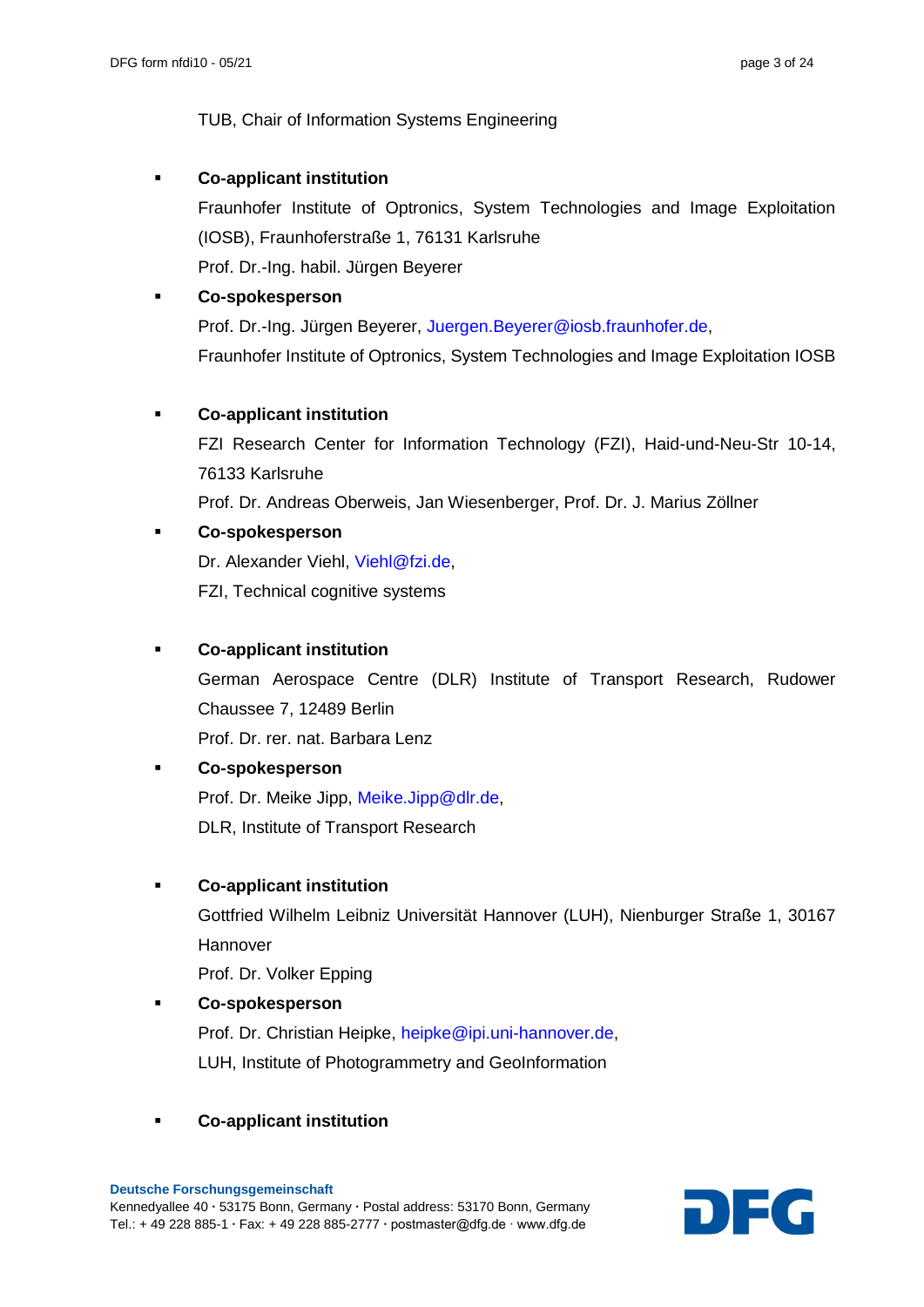TUB, Chair of Information Systems Engineering

- **Co-applicant institution**

  Fraunhofer Institute of Optronics, System Technologies and Image Exploitation (IOSB), Fraunhoferstraße 1, 76131 Karlsruhe

  Prof. Dr.-Ing. habil. Jürgen Beyerer

- **Co-spokesperson**

  Prof. Dr.-Ing. Jürgen Beyerer, Juergen.Beyerer@iosb.fraunhofer.de,

  Fraunhofer Institute of Optronics, System Technologies and Image Exploitation IOSB

- **Co-applicant institution**

  FZI Research Center for Information Technology (FZI), Haid-und-Neu-Str 10-14, 76133 Karlsruhe

  Prof. Dr. Andreas Oberweis, Jan Wiesenberger, Prof. Dr. J. Marius Zöllner

- **Co-spokesperson**

  Dr. Alexander Viehl, Viehl@fzi.de,

  FZI, Technical cognitive systems

- **Co-applicant institution**

  German Aerospace Centre (DLR) Institute of Transport Research, Rudower Chaussee 7, 12489 Berlin

  Prof. Dr. rer. nat. Barbara Lenz

- **Co-spokesperson**

  Prof. Dr. Meike Jipp, Meike.Jipp@dlr.de,

  DLR, Institute of Transport Research

- **Co-applicant institution**

  Gottfried Wilhelm Leibniz Universität Hannover (LUH), Nienburger Straße 1, 30167 Hannover

  Prof. Dr. Volker Epping

- **Co-spokesperson**

  Prof. Dr. Christian Heipke, heipke@ipi.uni-hannover.de,

  LUH, Institute of Photogrammetry and GeoInformation

- **Co-applicant institution**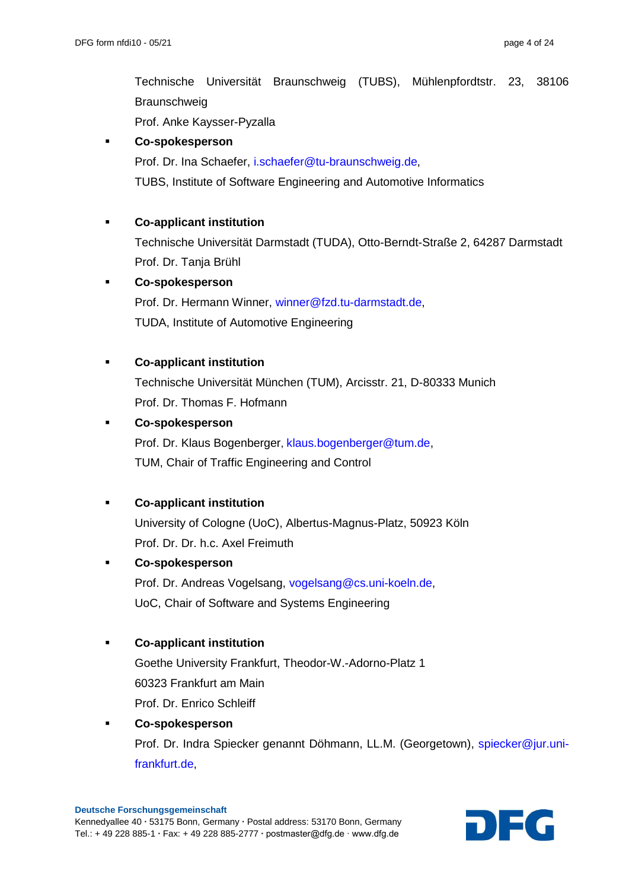Technische Universität Braunschweig (TUBS), Mühlenpfordtstr. 23, 38106 Braunschweig
Prof. Anke Kaysser-Pyzalla

- **Co-spokesperson**
  Prof. Dr. Ina Schaefer, i.schaefer@tu-braunschweig.de,
  TUBS, Institute of Software Engineering and Automotive Informatics

- **Co-applicant institution**
  Technische Universität Darmstadt (TUDA), Otto-Berndt-Straße 2, 64287 Darmstadt
  Prof. Dr. Tanja Brühl

- **Co-spokesperson**
  Prof. Dr. Hermann Winner, winner@fzd.tu-darmstadt.de,
  TUDA, Institute of Automotive Engineering

- **Co-applicant institution**
  Technische Universität München (TUM), Arcisstr. 21, D-80333 Munich
  Prof. Dr. Thomas F. Hofmann

- **Co-spokesperson**
  Prof. Dr. Klaus Bogenberger, klaus.bogenberger@tum.de,
  TUM, Chair of Traffic Engineering and Control

- **Co-applicant institution**
  University of Cologne (UoC), Albertus-Magnus-Platz, 50923 Köln
  Prof. Dr. Dr. h.c. Axel Freimuth

- **Co-spokesperson**
  Prof. Dr. Andreas Vogelsang, vogelsang@cs.uni-koeln.de,
  UoC, Chair of Software and Systems Engineering

- **Co-applicant institution**
  Goethe University Frankfurt, Theodor-W.-Adorno-Platz 1
  60323 Frankfurt am Main
  Prof. Dr. Enrico Schleiff

- **Co-spokesperson**
  Prof. Dr. Indra Spiecker genannt Döhmann, LL.M. (Georgetown), spiecker@jur.uni-frankfurt.de,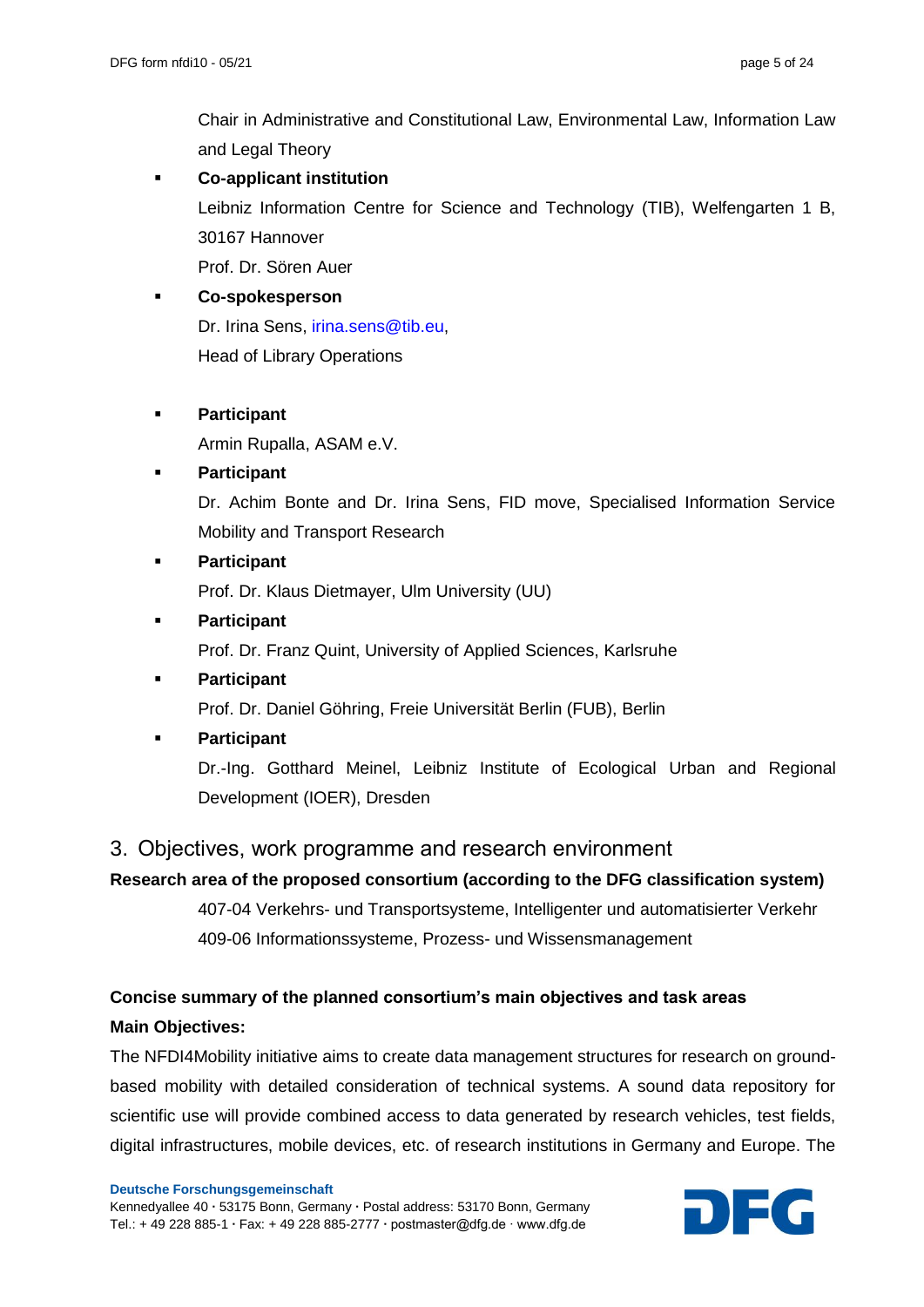Chair in Administrative and Constitutional Law, Environmental Law, Information Law and Legal Theory

- **Co-applicant institution**

  Leibniz Information Centre for Science and Technology (TIB), Welfengarten 1 B, 30167 Hannover

  Prof. Dr. Sören Auer

- **Co-spokesperson**

  Dr. Irina Sens, irina.sens@tib.eu,

  Head of Library Operations

- **Participant**

  Armin Rupalla, ASAM e.V.

- **Participant**

  Dr. Achim Bonte and Dr. Irina Sens, FID move, Specialised Information Service Mobility and Transport Research

- **Participant**

  Prof. Dr. Klaus Dietmayer, Ulm University (UU)

- **Participant**

  Prof. Dr. Franz Quint, University of Applied Sciences, Karlsruhe

- **Participant**

  Prof. Dr. Daniel Göhring, Freie Universität Berlin (FUB), Berlin

- **Participant**

  Dr.-Ing. Gotthard Meinel, Leibniz Institute of Ecological Urban and Regional Development (IOER), Dresden

## 3. Objectives, work programme and research environment

**Research area of the proposed consortium (according to the DFG classification system)**

407-04 Verkehrs- und Transportsysteme, Intelligenter und automatisierter Verkehr

409-06 Informationssysteme, Prozess- und Wissensmanagement

**Concise summary of the planned consortium's main objectives and task areas**

**Main Objectives:**

The NFDI4Mobility initiative aims to create data management structures for research on ground-based mobility with detailed consideration of technical systems. A sound data repository for scientific use will provide combined access to data generated by research vehicles, test fields, digital infrastructures, mobile devices, etc. of research institutions in Germany and Europe. The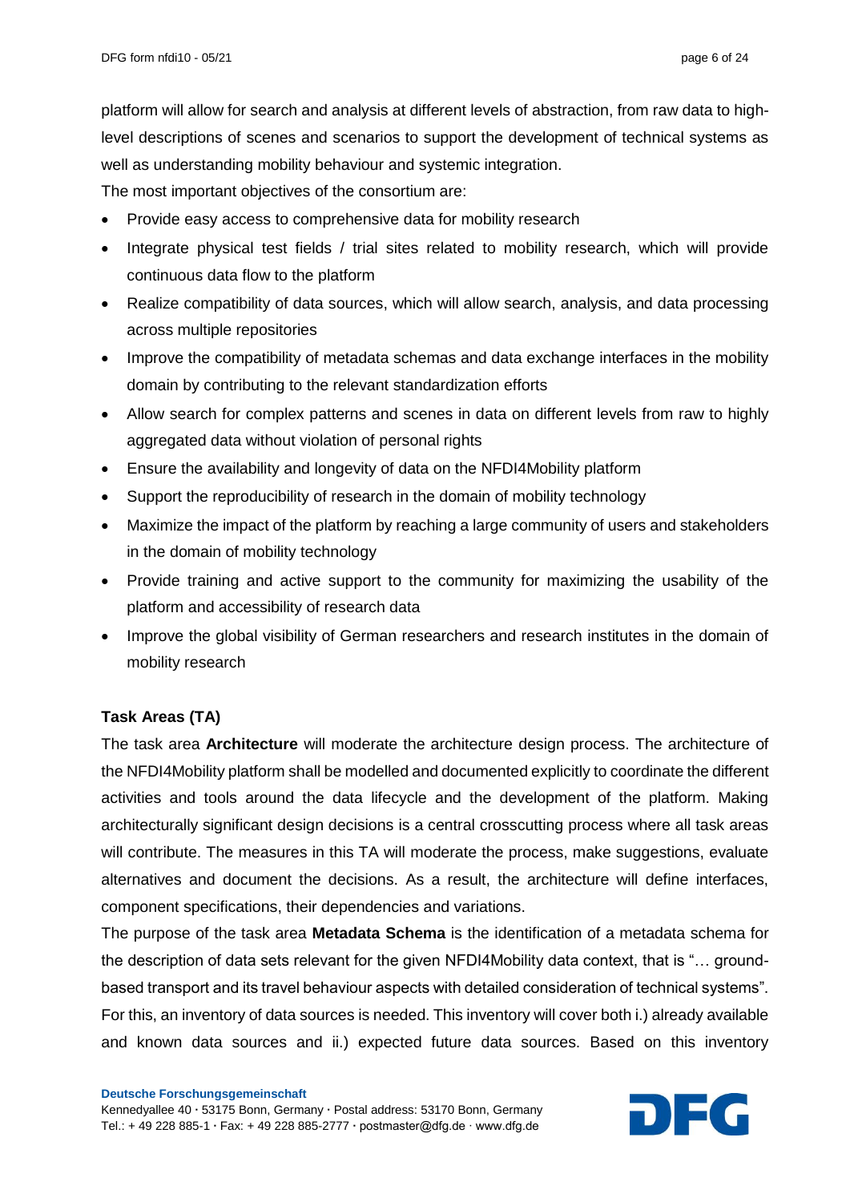platform will allow for search and analysis at different levels of abstraction, from raw data to high-level descriptions of scenes and scenarios to support the development of technical systems as well as understanding mobility behaviour and systemic integration.

The most important objectives of the consortium are:

- Provide easy access to comprehensive data for mobility research
- Integrate physical test fields / trial sites related to mobility research, which will provide continuous data flow to the platform
- Realize compatibility of data sources, which will allow search, analysis, and data processing across multiple repositories
- Improve the compatibility of metadata schemas and data exchange interfaces in the mobility domain by contributing to the relevant standardization efforts
- Allow search for complex patterns and scenes in data on different levels from raw to highly aggregated data without violation of personal rights
- Ensure the availability and longevity of data on the NFDI4Mobility platform
- Support the reproducibility of research in the domain of mobility technology
- Maximize the impact of the platform by reaching a large community of users and stakeholders in the domain of mobility technology
- Provide training and active support to the community for maximizing the usability of the platform and accessibility of research data
- Improve the global visibility of German researchers and research institutes in the domain of mobility research

**Task Areas (TA)**

The task area **Architecture** will moderate the architecture design process. The architecture of the NFDI4Mobility platform shall be modelled and documented explicitly to coordinate the different activities and tools around the data lifecycle and the development of the platform. Making architecturally significant design decisions is a central crosscutting process where all task areas will contribute. The measures in this TA will moderate the process, make suggestions, evaluate alternatives and document the decisions. As a result, the architecture will define interfaces, component specifications, their dependencies and variations.

The purpose of the task area **Metadata Schema** is the identification of a metadata schema for the description of data sets relevant for the given NFDI4Mobility data context, that is "… ground-based transport and its travel behaviour aspects with detailed consideration of technical systems". For this, an inventory of data sources is needed. This inventory will cover both i.) already available and known data sources and ii.) expected future data sources. Based on this inventory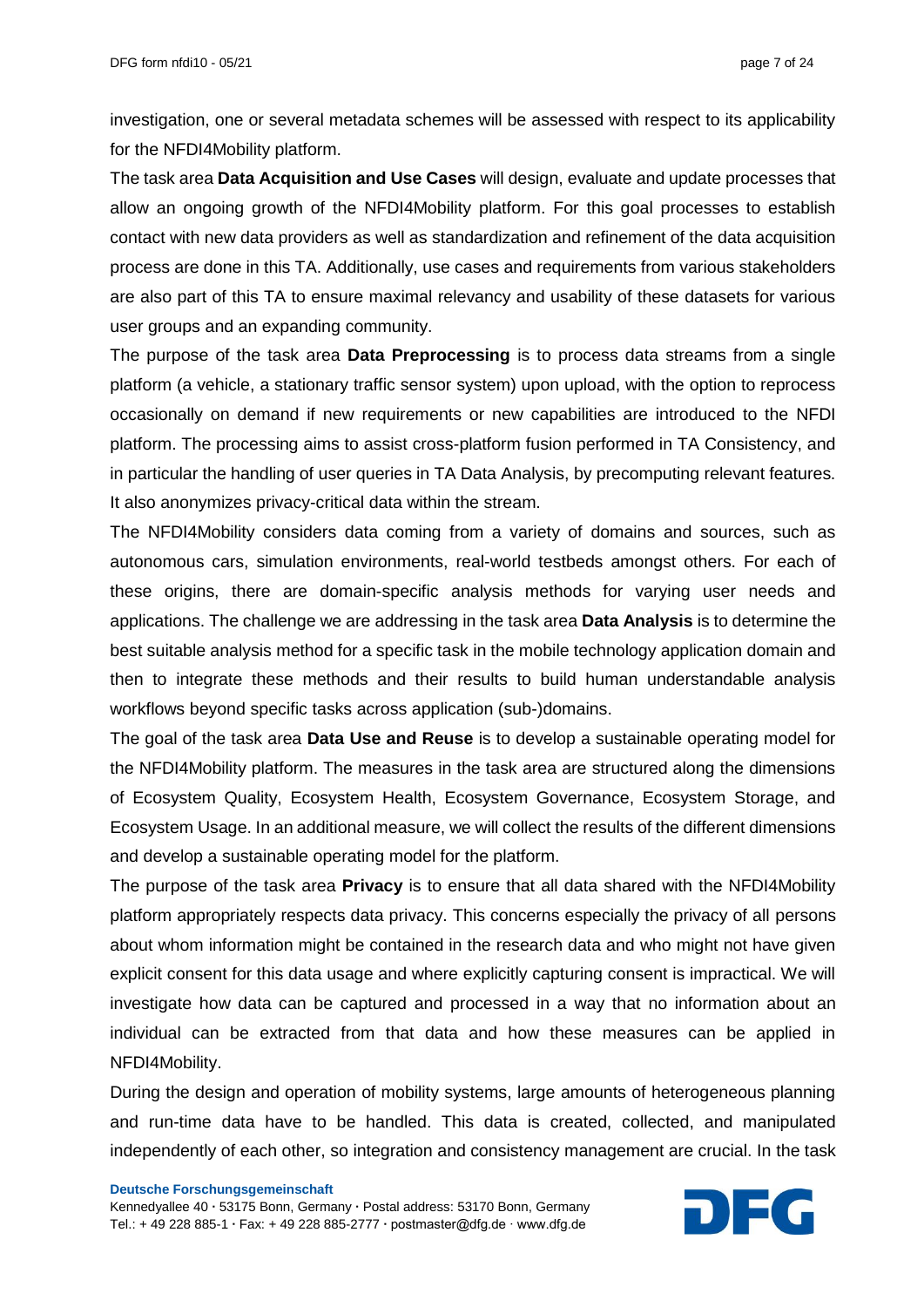investigation, one or several metadata schemes will be assessed with respect to its applicability for the NFDI4Mobility platform.

The task area **Data Acquisition and Use Cases** will design, evaluate and update processes that allow an ongoing growth of the NFDI4Mobility platform. For this goal processes to establish contact with new data providers as well as standardization and refinement of the data acquisition process are done in this TA. Additionally, use cases and requirements from various stakeholders are also part of this TA to ensure maximal relevancy and usability of these datasets for various user groups and an expanding community.

The purpose of the task area **Data Preprocessing** is to process data streams from a single platform (a vehicle, a stationary traffic sensor system) upon upload, with the option to reprocess occasionally on demand if new requirements or new capabilities are introduced to the NFDI platform. The processing aims to assist cross-platform fusion performed in TA Consistency, and in particular the handling of user queries in TA Data Analysis, by precomputing relevant features. It also anonymizes privacy-critical data within the stream.

The NFDI4Mobility considers data coming from a variety of domains and sources, such as autonomous cars, simulation environments, real-world testbeds amongst others. For each of these origins, there are domain-specific analysis methods for varying user needs and applications. The challenge we are addressing in the task area **Data Analysis** is to determine the best suitable analysis method for a specific task in the mobile technology application domain and then to integrate these methods and their results to build human understandable analysis workflows beyond specific tasks across application (sub-)domains.

The goal of the task area **Data Use and Reuse** is to develop a sustainable operating model for the NFDI4Mobility platform. The measures in the task area are structured along the dimensions of Ecosystem Quality, Ecosystem Health, Ecosystem Governance, Ecosystem Storage, and Ecosystem Usage. In an additional measure, we will collect the results of the different dimensions and develop a sustainable operating model for the platform.

The purpose of the task area **Privacy** is to ensure that all data shared with the NFDI4Mobility platform appropriately respects data privacy. This concerns especially the privacy of all persons about whom information might be contained in the research data and who might not have given explicit consent for this data usage and where explicitly capturing consent is impractical. We will investigate how data can be captured and processed in a way that no information about an individual can be extracted from that data and how these measures can be applied in NFDI4Mobility.

During the design and operation of mobility systems, large amounts of heterogeneous planning and run-time data have to be handled. This data is created, collected, and manipulated independently of each other, so integration and consistency management are crucial. In the task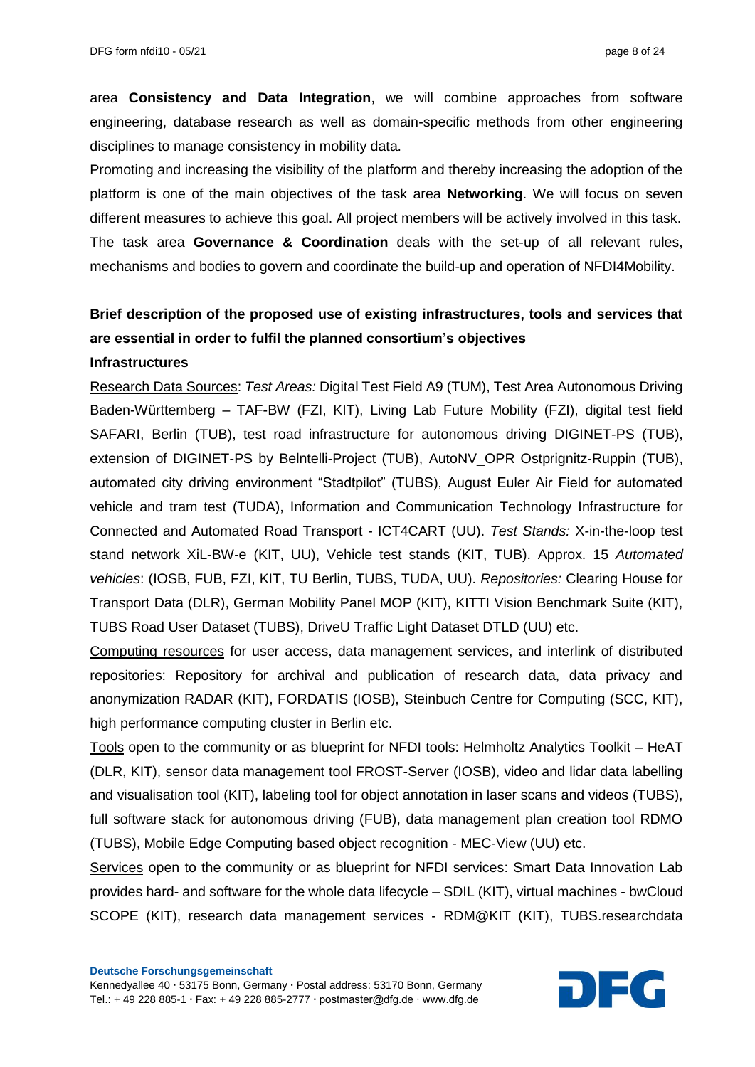area **Consistency and Data Integration**, we will combine approaches from software engineering, database research as well as domain-specific methods from other engineering disciplines to manage consistency in mobility data.

Promoting and increasing the visibility of the platform and thereby increasing the adoption of the platform is one of the main objectives of the task area **Networking**. We will focus on seven different measures to achieve this goal. All project members will be actively involved in this task.

The task area **Governance & Coordination** deals with the set-up of all relevant rules, mechanisms and bodies to govern and coordinate the build-up and operation of NFDI4Mobility.

**Brief description of the proposed use of existing infrastructures, tools and services that are essential in order to fulfil the planned consortium's objectives**

**Infrastructures**

Research Data Sources: *Test Areas:* Digital Test Field A9 (TUM), Test Area Autonomous Driving Baden-Württemberg – TAF-BW (FZI, KIT), Living Lab Future Mobility (FZI), digital test field SAFARI, Berlin (TUB), test road infrastructure for autonomous driving DIGINET-PS (TUB), extension of DIGINET-PS by BeIntelli-Project (TUB), AutoNV_OPR Ostprignitz-Ruppin (TUB), automated city driving environment "Stadtpilot" (TUBS), August Euler Air Field for automated vehicle and tram test (TUDA), Information and Communication Technology Infrastructure for Connected and Automated Road Transport - ICT4CART (UU). *Test Stands:* X-in-the-loop test stand network XiL-BW-e (KIT, UU), Vehicle test stands (KIT, TUB). Approx. 15 *Automated vehicles*: (IOSB, FUB, FZI, KIT, TU Berlin, TUBS, TUDA, UU). *Repositories:* Clearing House for Transport Data (DLR), German Mobility Panel MOP (KIT), KITTI Vision Benchmark Suite (KIT), TUBS Road User Dataset (TUBS), DriveU Traffic Light Dataset DTLD (UU) etc.

Computing resources for user access, data management services, and interlink of distributed repositories: Repository for archival and publication of research data, data privacy and anonymization RADAR (KIT), FORDATIS (IOSB), Steinbuch Centre for Computing (SCC, KIT), high performance computing cluster in Berlin etc.

Tools open to the community or as blueprint for NFDI tools: Helmholtz Analytics Toolkit – HeAT (DLR, KIT), sensor data management tool FROST-Server (IOSB), video and lidar data labelling and visualisation tool (KIT), labeling tool for object annotation in laser scans and videos (TUBS), full software stack for autonomous driving (FUB), data management plan creation tool RDMO (TUBS), Mobile Edge Computing based object recognition - MEC-View (UU) etc.

Services open to the community or as blueprint for NFDI services: Smart Data Innovation Lab provides hard- and software for the whole data lifecycle – SDIL (KIT), virtual machines - bwCloud SCOPE (KIT), research data management services - RDM@KIT (KIT), TUBS.researchdata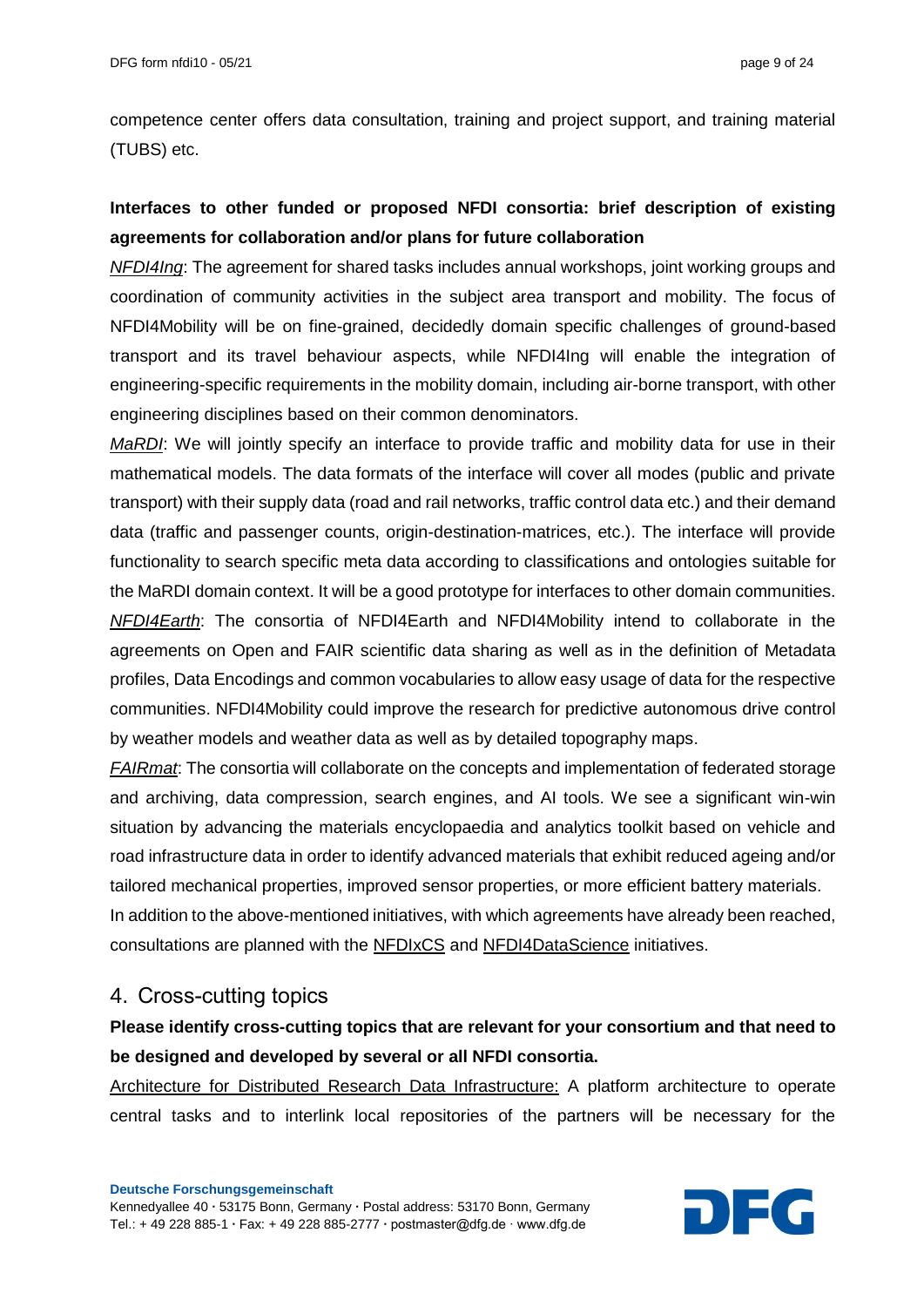competence center offers data consultation, training and project support, and training material (TUBS) etc.

**Interfaces to other funded or proposed NFDI consortia: brief description of existing agreements for collaboration and/or plans for future collaboration**

*NFDI4Ing*: The agreement for shared tasks includes annual workshops, joint working groups and coordination of community activities in the subject area transport and mobility. The focus of NFDI4Mobility will be on fine-grained, decidedly domain specific challenges of ground-based transport and its travel behaviour aspects, while NFDI4Ing will enable the integration of engineering-specific requirements in the mobility domain, including air-borne transport, with other engineering disciplines based on their common denominators.

*MaRDI*: We will jointly specify an interface to provide traffic and mobility data for use in their mathematical models. The data formats of the interface will cover all modes (public and private transport) with their supply data (road and rail networks, traffic control data etc.) and their demand data (traffic and passenger counts, origin-destination-matrices, etc.). The interface will provide functionality to search specific meta data according to classifications and ontologies suitable for the MaRDI domain context. It will be a good prototype for interfaces to other domain communities.

*NFDI4Earth*: The consortia of NFDI4Earth and NFDI4Mobility intend to collaborate in the agreements on Open and FAIR scientific data sharing as well as in the definition of Metadata profiles, Data Encodings and common vocabularies to allow easy usage of data for the respective communities. NFDI4Mobility could improve the research for predictive autonomous drive control by weather models and weather data as well as by detailed topography maps.

*FAIRmat*: The consortia will collaborate on the concepts and implementation of federated storage and archiving, data compression, search engines, and AI tools. We see a significant win-win situation by advancing the materials encyclopaedia and analytics toolkit based on vehicle and road infrastructure data in order to identify advanced materials that exhibit reduced ageing and/or tailored mechanical properties, improved sensor properties, or more efficient battery materials.

In addition to the above-mentioned initiatives, with which agreements have already been reached, consultations are planned with the NFDIxCS and NFDI4DataScience initiatives.

## 4. Cross-cutting topics

**Please identify cross-cutting topics that are relevant for your consortium and that need to be designed and developed by several or all NFDI consortia.**

Architecture for Distributed Research Data Infrastructure: A platform architecture to operate central tasks and to interlink local repositories of the partners will be necessary for the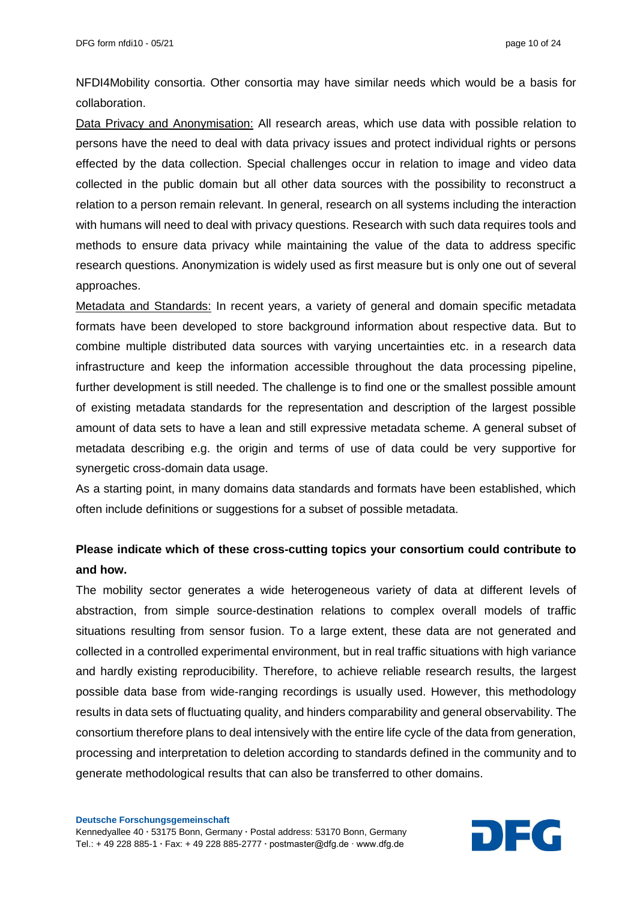NFDI4Mobility consortia. Other consortia may have similar needs which would be a basis for collaboration.

<u>Data Privacy and Anonymisation:</u> All research areas, which use data with possible relation to persons have the need to deal with data privacy issues and protect individual rights or persons effected by the data collection. Special challenges occur in relation to image and video data collected in the public domain but all other data sources with the possibility to reconstruct a relation to a person remain relevant. In general, research on all systems including the interaction with humans will need to deal with privacy questions. Research with such data requires tools and methods to ensure data privacy while maintaining the value of the data to address specific research questions. Anonymization is widely used as first measure but is only one out of several approaches.

<u>Metadata and Standards:</u> In recent years, a variety of general and domain specific metadata formats have been developed to store background information about respective data. But to combine multiple distributed data sources with varying uncertainties etc. in a research data infrastructure and keep the information accessible throughout the data processing pipeline, further development is still needed. The challenge is to find one or the smallest possible amount of existing metadata standards for the representation and description of the largest possible amount of data sets to have a lean and still expressive metadata scheme. A general subset of metadata describing e.g. the origin and terms of use of data could be very supportive for synergetic cross-domain data usage.

As a starting point, in many domains data standards and formats have been established, which often include definitions or suggestions for a subset of possible metadata.

**Please indicate which of these cross-cutting topics your consortium could contribute to and how.**

The mobility sector generates a wide heterogeneous variety of data at different levels of abstraction, from simple source-destination relations to complex overall models of traffic situations resulting from sensor fusion. To a large extent, these data are not generated and collected in a controlled experimental environment, but in real traffic situations with high variance and hardly existing reproducibility. Therefore, to achieve reliable research results, the largest possible data base from wide-ranging recordings is usually used. However, this methodology results in data sets of fluctuating quality, and hinders comparability and general observability. The consortium therefore plans to deal intensively with the entire life cycle of the data from generation, processing and interpretation to deletion according to standards defined in the community and to generate methodological results that can also be transferred to other domains.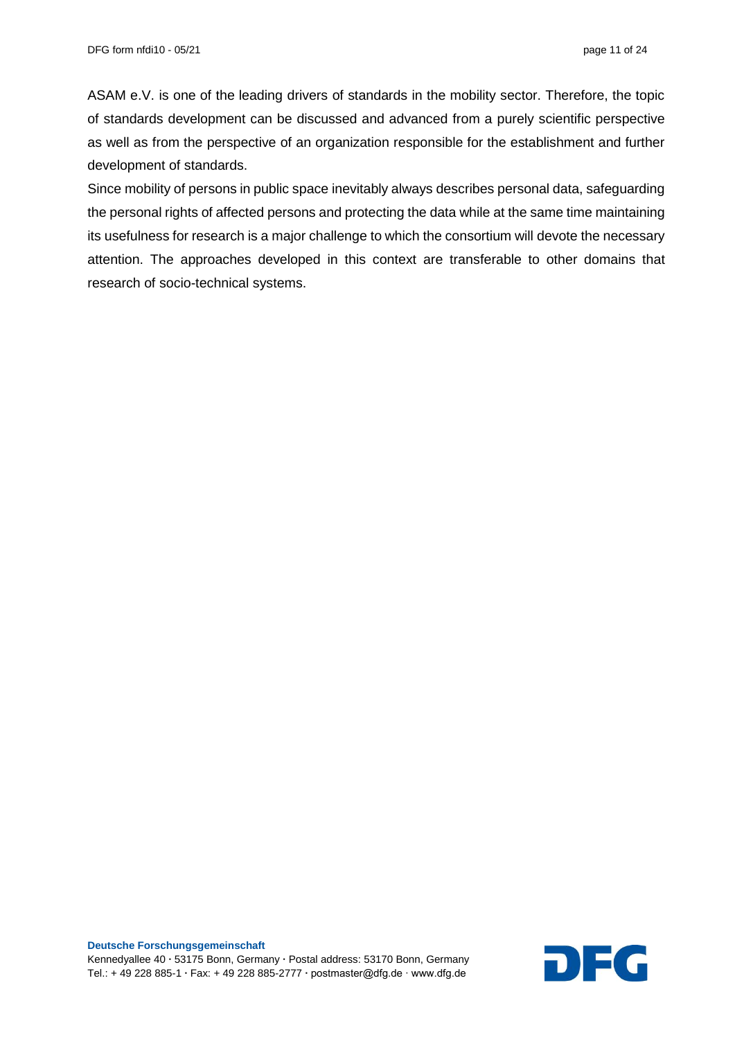ASAM e.V. is one of the leading drivers of standards in the mobility sector. Therefore, the topic of standards development can be discussed and advanced from a purely scientific perspective as well as from the perspective of an organization responsible for the establishment and further development of standards.

Since mobility of persons in public space inevitably always describes personal data, safeguarding the personal rights of affected persons and protecting the data while at the same time maintaining its usefulness for research is a major challenge to which the consortium will devote the necessary attention. The approaches developed in this context are transferable to other domains that research of socio-technical systems.